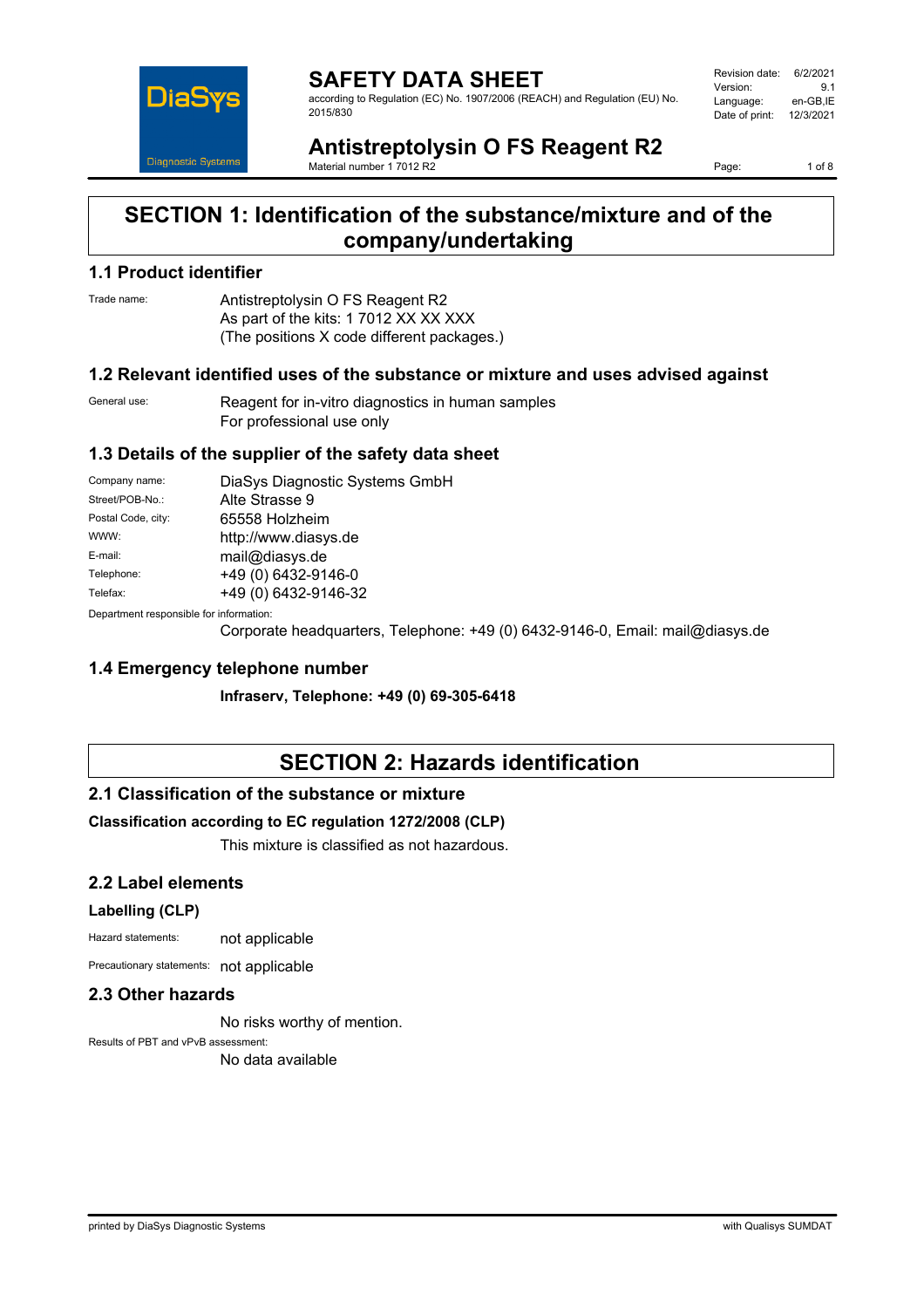# SAFETY DATA SHEET

according to Regulation (EC) No. 1907/2006 (REACH) and Regulation (EU) No. 2015/830

| | |
|---|---|
| Revision date: | 6/2/2021 |
| Version: | 9.1 |
| Language: | en-GB,IE |
| Date of print: | 12/3/2021 |

# Antistreptolysin O FS Reagent R2

Material number 1 7012 R2

## SECTION 1: Identification of the substance/mixture and of the company/undertaking

### 1.1 Product identifier

Trade name: Antistreptolysin O FS Reagent R2
As part of the kits: 1 7012 XX XX XXX
(The positions X code different packages.)

### 1.2 Relevant identified uses of the substance or mixture and uses advised against

General use: Reagent for in-vitro diagnostics in human samples
For professional use only

### 1.3 Details of the supplier of the safety data sheet

| | |
|---|---|
| Company name: | DiaSys Diagnostic Systems GmbH |
| Street/POB-No.: | Alte Strasse 9 |
| Postal Code, city: | 65558 Holzheim |
| WWW: | http://www.diasys.de |
| E-mail: | mail@diasys.de |
| Telephone: | +49 (0) 6432-9146-0 |
| Telefax: | +49 (0) 6432-9146-32 |

Department responsible for information:
Corporate headquarters, Telephone: +49 (0) 6432-9146-0, Email: mail@diasys.de

### 1.4 Emergency telephone number

**Infraserv, Telephone: +49 (0) 69-305-6418**

## SECTION 2: Hazards identification

### 2.1 Classification of the substance or mixture

**Classification according to EC regulation 1272/2008 (CLP)**

This mixture is classified as not hazardous.

### 2.2 Label elements

**Labelling (CLP)**

Hazard statements: not applicable

Precautionary statements: not applicable

### 2.3 Other hazards

No risks worthy of mention.

Results of PBT and vPvB assessment:
No data available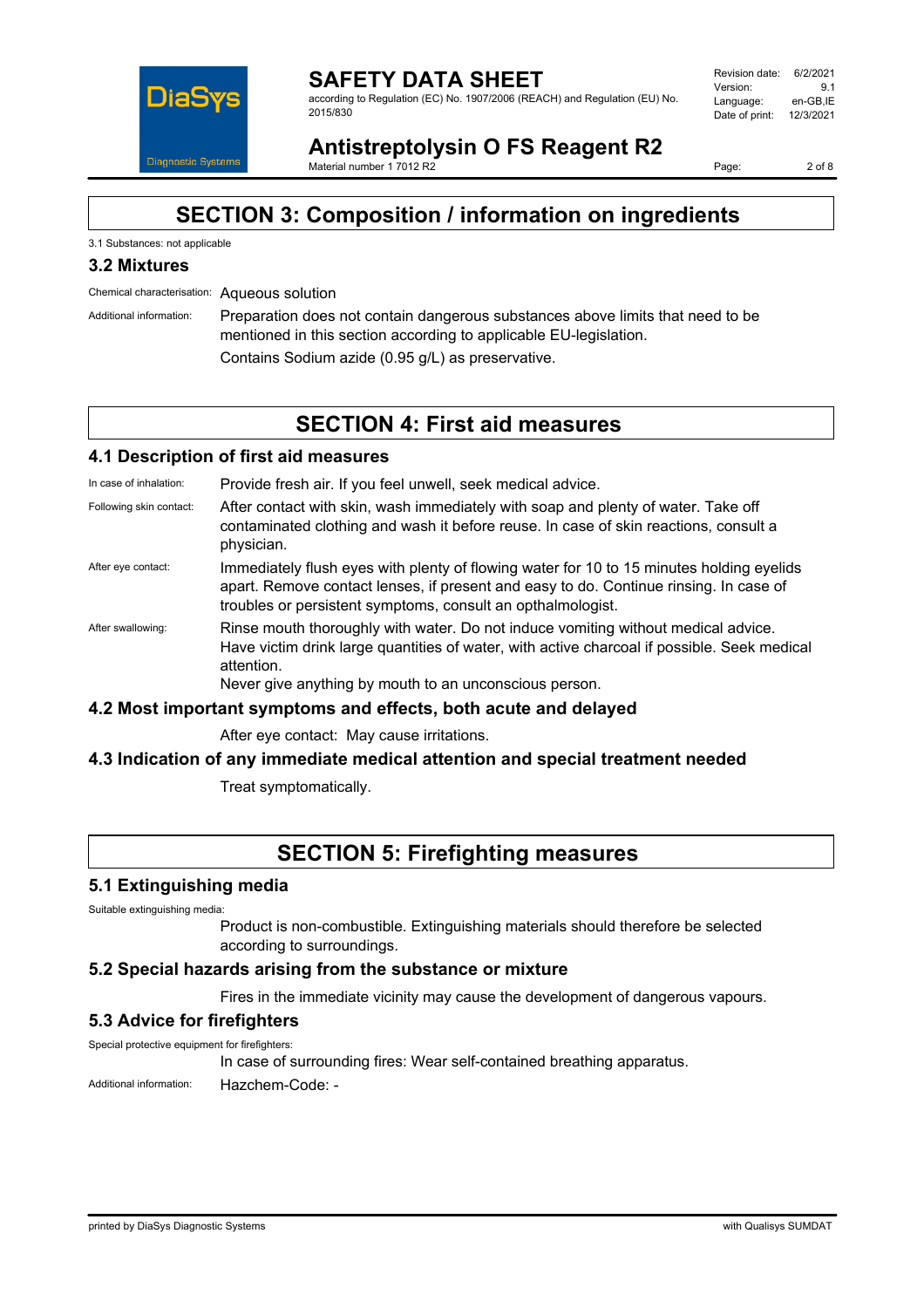# SECTION 3: Composition / information on ingredients

3.1 Substances: not applicable

## 3.2 Mixtures

Chemical characterisation: Aqueous solution

Additional information: Preparation does not contain dangerous substances above limits that need to be mentioned in this section according to applicable EU-legislation.

Contains Sodium azide (0.95 g/L) as preservative.

# SECTION 4: First aid measures

## 4.1 Description of first aid measures

In case of inhalation: Provide fresh air. If you feel unwell, seek medical advice.

Following skin contact: After contact with skin, wash immediately with soap and plenty of water. Take off contaminated clothing and wash it before reuse. In case of skin reactions, consult a physician.

After eye contact: Immediately flush eyes with plenty of flowing water for 10 to 15 minutes holding eyelids apart. Remove contact lenses, if present and easy to do. Continue rinsing. In case of troubles or persistent symptoms, consult an opthalmologist.

After swallowing: Rinse mouth thoroughly with water. Do not induce vomiting without medical advice. Have victim drink large quantities of water, with active charcoal if possible. Seek medical attention.
Never give anything by mouth to an unconscious person.

## 4.2 Most important symptoms and effects, both acute and delayed

After eye contact: May cause irritations.

## 4.3 Indication of any immediate medical attention and special treatment needed

Treat symptomatically.

# SECTION 5: Firefighting measures

## 5.1 Extinguishing media

Suitable extinguishing media:

Product is non-combustible. Extinguishing materials should therefore be selected according to surroundings.

## 5.2 Special hazards arising from the substance or mixture

Fires in the immediate vicinity may cause the development of dangerous vapours.

## 5.3 Advice for firefighters

Special protective equipment for firefighters:

In case of surrounding fires: Wear self-contained breathing apparatus.

Additional information: Hazchem-Code: -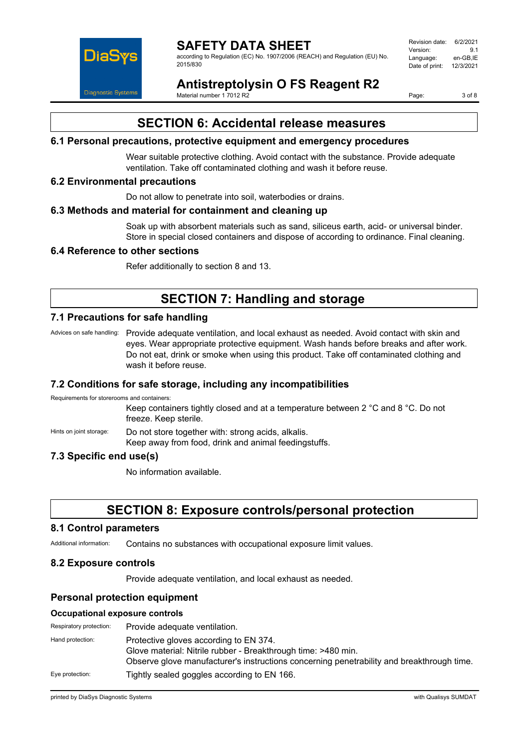# SECTION 6: Accidental release measures

## 6.1 Personal precautions, protective equipment and emergency procedures

Wear suitable protective clothing. Avoid contact with the substance. Provide adequate ventilation. Take off contaminated clothing and wash it before reuse.

## 6.2 Environmental precautions

Do not allow to penetrate into soil, waterbodies or drains.

## 6.3 Methods and material for containment and cleaning up

Soak up with absorbent materials such as sand, siliceus earth, acid- or universal binder. Store in special closed containers and dispose of according to ordinance. Final cleaning.

## 6.4 Reference to other sections

Refer additionally to section 8 and 13.

# SECTION 7: Handling and storage

## 7.1 Precautions for safe handling

Advices on safe handling: Provide adequate ventilation, and local exhaust as needed. Avoid contact with skin and eyes. Wear appropriate protective equipment. Wash hands before breaks and after work. Do not eat, drink or smoke when using this product. Take off contaminated clothing and wash it before reuse.

## 7.2 Conditions for safe storage, including any incompatibilities

Requirements for storerooms and containers:

Keep containers tightly closed and at a temperature between 2 °C and 8 °C. Do not freeze. Keep sterile.

Hints on joint storage: Do not store together with: strong acids, alkalis.
Keep away from food, drink and animal feedingstuffs.

## 7.3 Specific end use(s)

No information available.

# SECTION 8: Exposure controls/personal protection

## 8.1 Control parameters

Additional information: Contains no substances with occupational exposure limit values.

## 8.2 Exposure controls

Provide adequate ventilation, and local exhaust as needed.

## Personal protection equipment

### Occupational exposure controls

Respiratory protection: Provide adequate ventilation.

Hand protection: Protective gloves according to EN 374.
Glove material: Nitrile rubber - Breakthrough time: >480 min.
Observe glove manufacturer's instructions concerning penetrability and breakthrough time.

Eye protection: Tightly sealed goggles according to EN 166.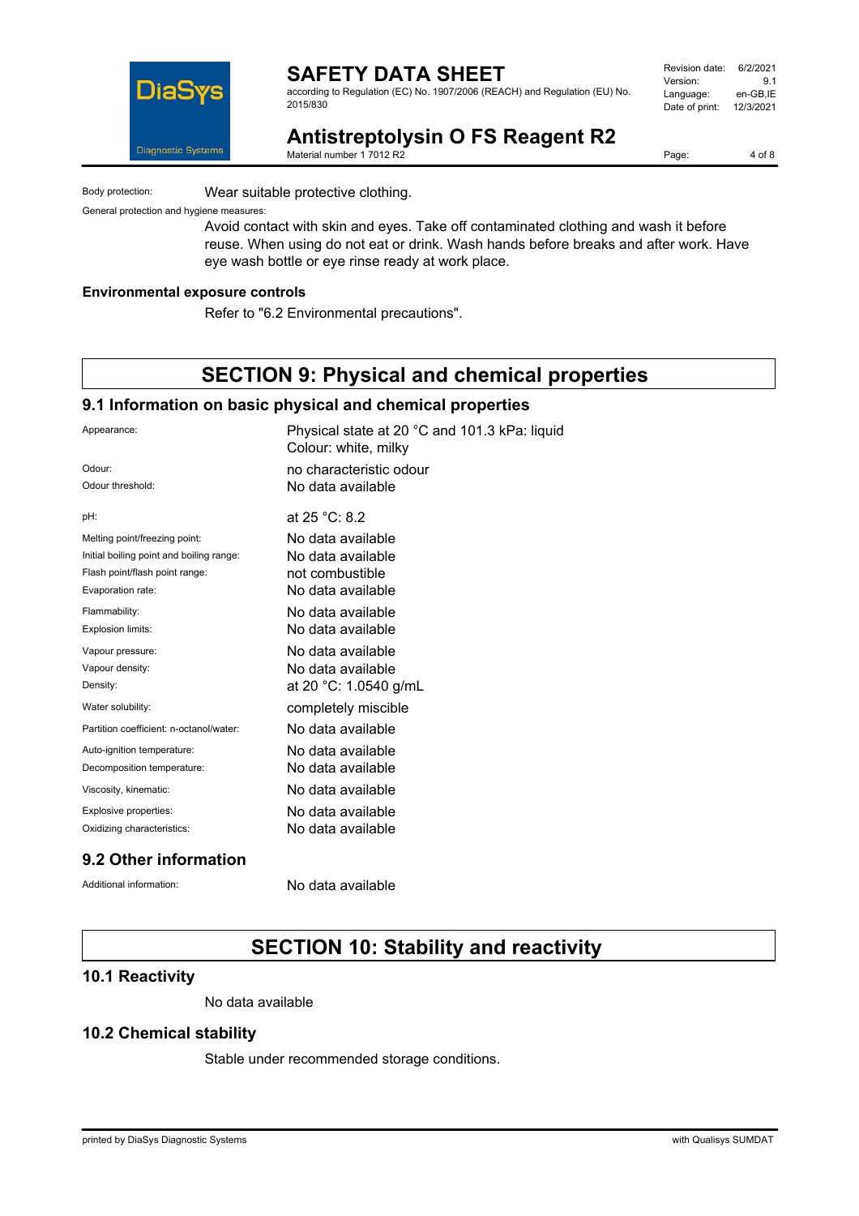Body protection: Wear suitable protective clothing.

General protection and hygiene measures:

Avoid contact with skin and eyes. Take off contaminated clothing and wash it before reuse. When using do not eat or drink. Wash hands before breaks and after work. Have eye wash bottle or eye rinse ready at work place.

**Environmental exposure controls**

Refer to "6.2 Environmental precautions".

# SECTION 9: Physical and chemical properties

## 9.1 Information on basic physical and chemical properties

| | |
|---|---|
| Appearance: | Physical state at 20 °C and 101.3 kPa: liquid<br>Colour: white, milky |
| Odour: | no characteristic odour |
| Odour threshold: | No data available |
| pH: | at 25 °C: 8.2 |
| Melting point/freezing point: | No data available |
| Initial boiling point and boiling range: | No data available |
| Flash point/flash point range: | not combustible |
| Evaporation rate: | No data available |
| Flammability: | No data available |
| Explosion limits: | No data available |
| Vapour pressure: | No data available |
| Vapour density: | No data available |
| Density: | at 20 °C: 1.0540 g/mL |
| Water solubility: | completely miscible |
| Partition coefficient: n-octanol/water: | No data available |
| Auto-ignition temperature: | No data available |
| Decomposition temperature: | No data available |
| Viscosity, kinematic: | No data available |
| Explosive properties: | No data available |
| Oxidizing characteristics: | No data available |

## 9.2 Other information

Additional information: No data available

# SECTION 10: Stability and reactivity

## 10.1 Reactivity

No data available

## 10.2 Chemical stability

Stable under recommended storage conditions.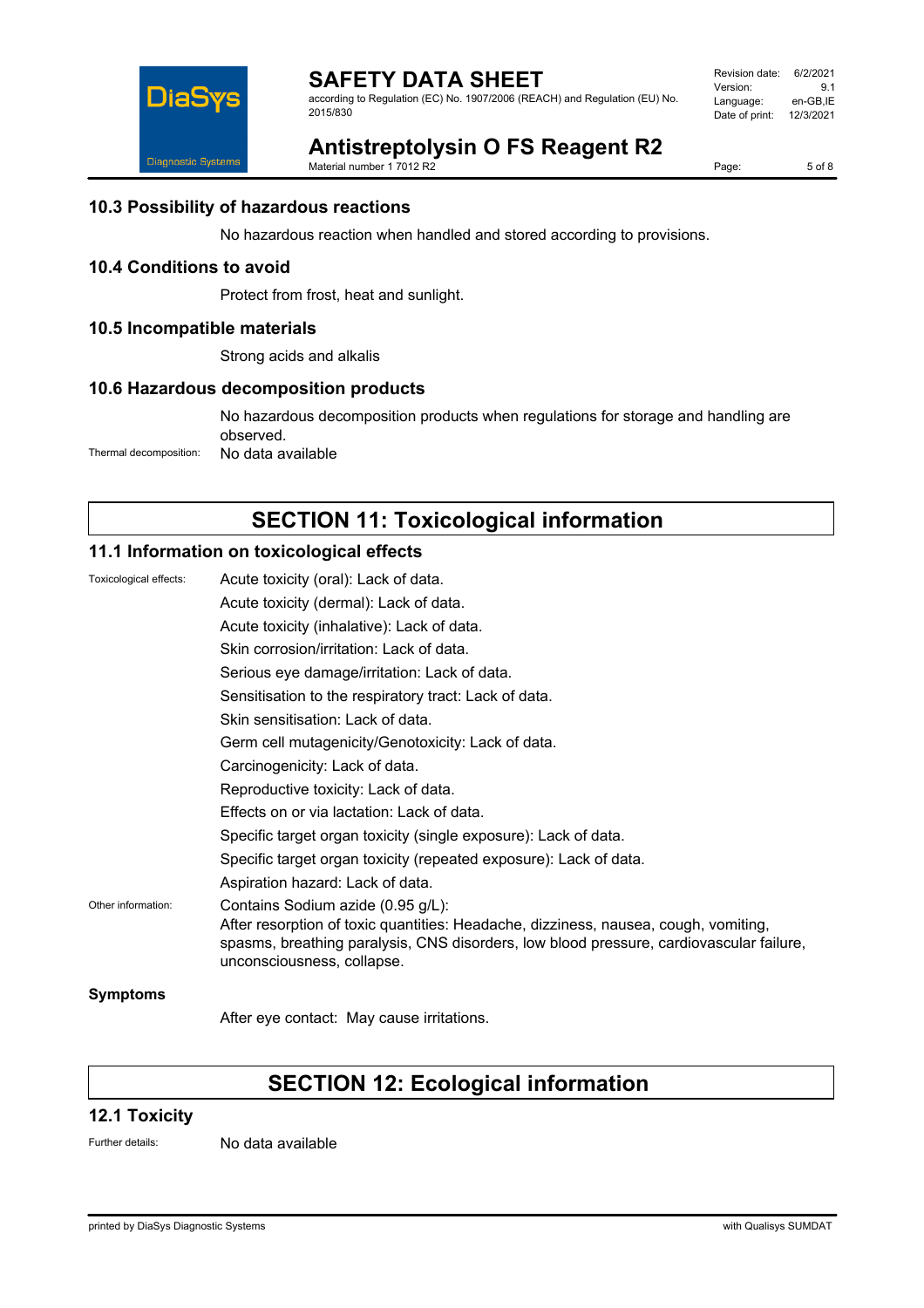### 10.3 Possibility of hazardous reactions

No hazardous reaction when handled and stored according to provisions.

### 10.4 Conditions to avoid

Protect from frost, heat and sunlight.

### 10.5 Incompatible materials

Strong acids and alkalis

### 10.6 Hazardous decomposition products

No hazardous decomposition products when regulations for storage and handling are observed.

Thermal decomposition: No data available

## SECTION 11: Toxicological information

### 11.1 Information on toxicological effects

Toxicological effects:

Acute toxicity (oral): Lack of data.

Acute toxicity (dermal): Lack of data.

Acute toxicity (inhalative): Lack of data.

Skin corrosion/irritation: Lack of data.

Serious eye damage/irritation: Lack of data.

Sensitisation to the respiratory tract: Lack of data.

Skin sensitisation: Lack of data.

Germ cell mutagenicity/Genotoxicity: Lack of data.

Carcinogenicity: Lack of data.

Reproductive toxicity: Lack of data.

Effects on or via lactation: Lack of data.

Specific target organ toxicity (single exposure): Lack of data.

Specific target organ toxicity (repeated exposure): Lack of data.

Aspiration hazard: Lack of data.

Other information: Contains Sodium azide (0.95 g/L):
After resorption of toxic quantities: Headache, dizziness, nausea, cough, vomiting, spasms, breathing paralysis, CNS disorders, low blood pressure, cardiovascular failure, unconsciousness, collapse.

**Symptoms**

After eye contact: May cause irritations.

## SECTION 12: Ecological information

### 12.1 Toxicity

Further details: No data available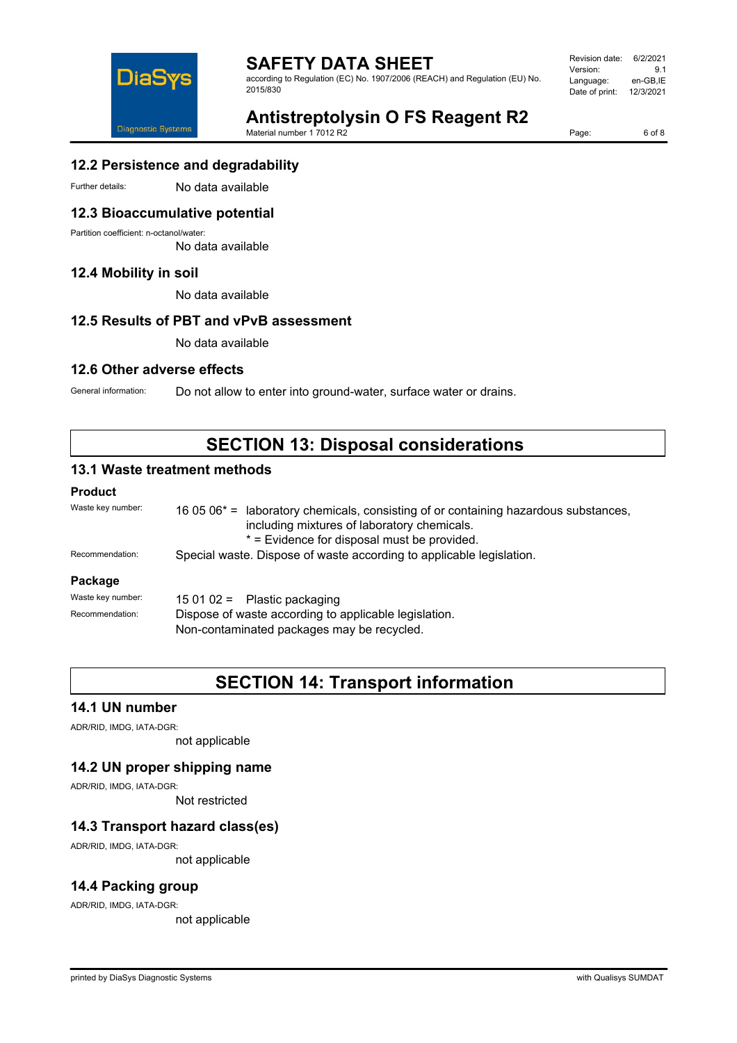### 12.2 Persistence and degradability

Further details: No data available

### 12.3 Bioaccumulative potential

Partition coefficient: n-octanol/water:

No data available

### 12.4 Mobility in soil

No data available

### 12.5 Results of PBT and vPvB assessment

No data available

### 12.6 Other adverse effects

General information: Do not allow to enter into ground-water, surface water or drains.

## SECTION 13: Disposal considerations

### 13.1 Waste treatment methods

**Product**

Waste key number: 16 05 06* = laboratory chemicals, consisting of or containing hazardous substances, including mixtures of laboratory chemicals.
* = Evidence for disposal must be provided.

Recommendation: Special waste. Dispose of waste according to applicable legislation.

**Package**

Waste key number: 15 01 02 = Plastic packaging

Recommendation: Dispose of waste according to applicable legislation.
Non-contaminated packages may be recycled.

## SECTION 14: Transport information

### 14.1 UN number

ADR/RID, IMDG, IATA-DGR:

not applicable

### 14.2 UN proper shipping name

ADR/RID, IMDG, IATA-DGR:

Not restricted

### 14.3 Transport hazard class(es)

ADR/RID, IMDG, IATA-DGR:

not applicable

### 14.4 Packing group

ADR/RID, IMDG, IATA-DGR:

not applicable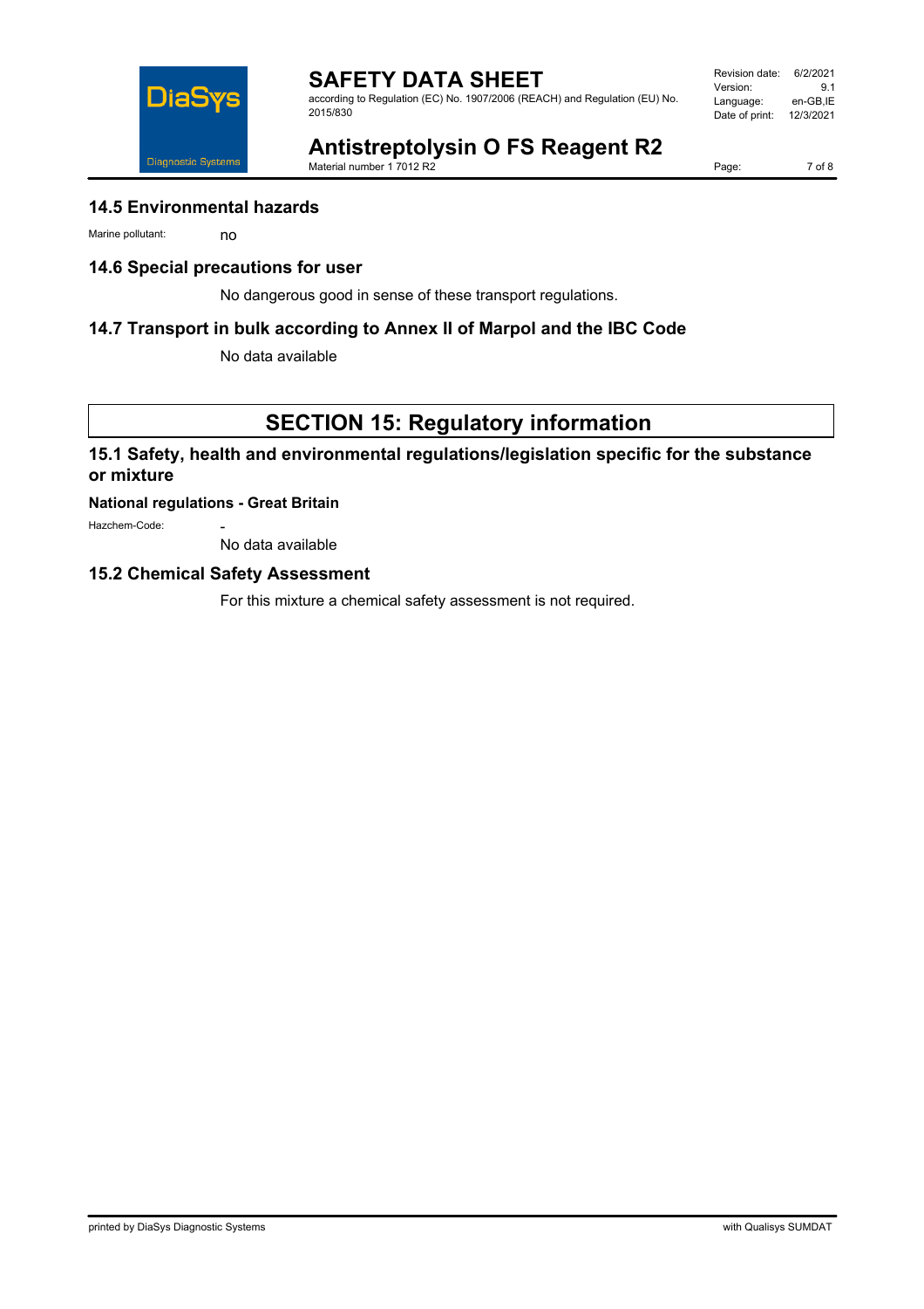## 14.5 Environmental hazards

Marine pollutant: no

## 14.6 Special precautions for user

No dangerous good in sense of these transport regulations.

## 14.7 Transport in bulk according to Annex II of Marpol and the IBC Code

No data available

# SECTION 15: Regulatory information

## 15.1 Safety, health and environmental regulations/legislation specific for the substance or mixture

**National regulations - Great Britain**

Hazchem-Code: -

No data available

## 15.2 Chemical Safety Assessment

For this mixture a chemical safety assessment is not required.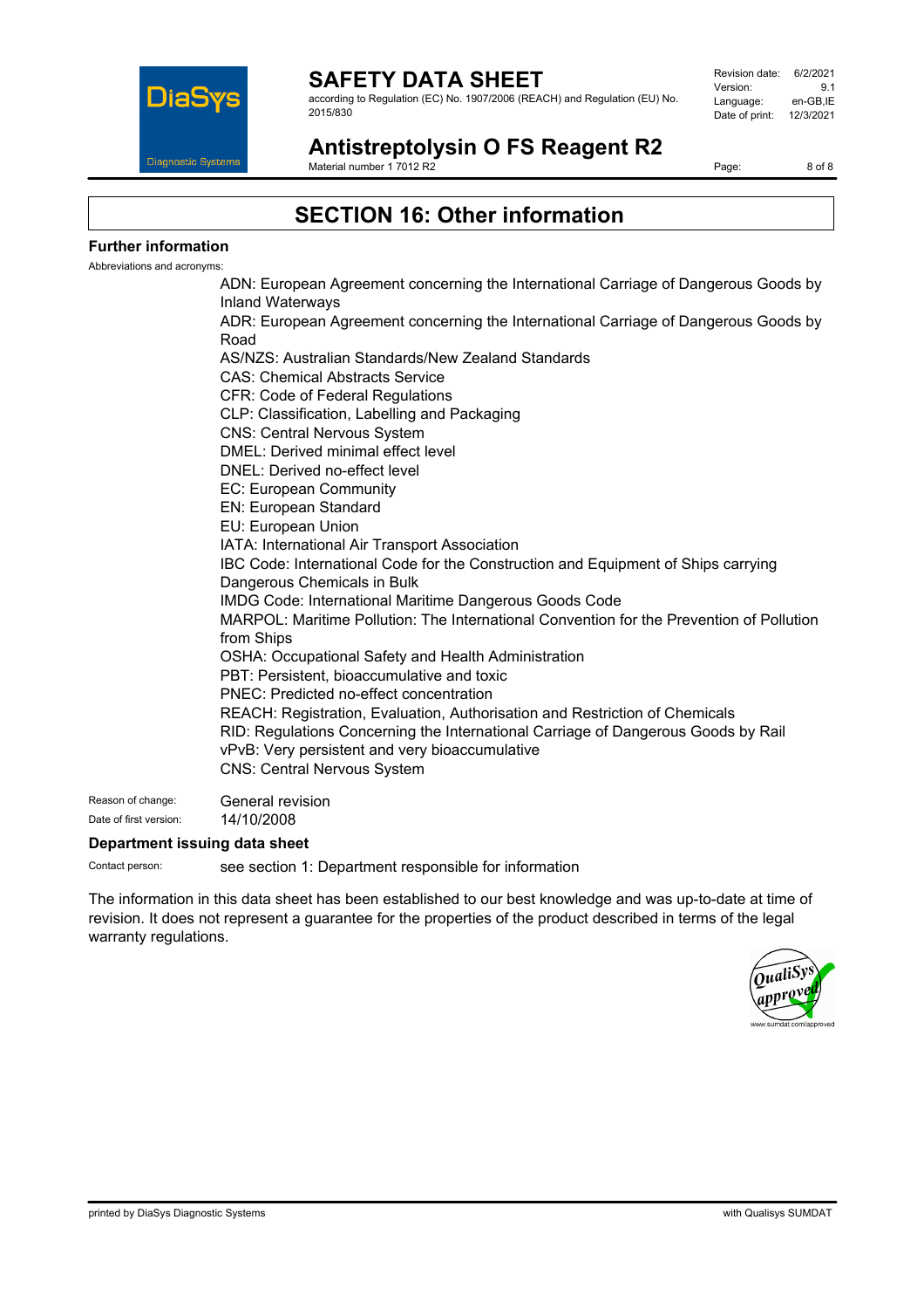# SECTION 16: Other information

### Further information

Abbreviations and acronyms:

ADN: European Agreement concerning the International Carriage of Dangerous Goods by Inland Waterways
ADR: European Agreement concerning the International Carriage of Dangerous Goods by Road
AS/NZS: Australian Standards/New Zealand Standards
CAS: Chemical Abstracts Service
CFR: Code of Federal Regulations
CLP: Classification, Labelling and Packaging
CNS: Central Nervous System
DMEL: Derived minimal effect level
DNEL: Derived no-effect level
EC: European Community
EN: European Standard
EU: European Union
IATA: International Air Transport Association
IBC Code: International Code for the Construction and Equipment of Ships carrying Dangerous Chemicals in Bulk
IMDG Code: International Maritime Dangerous Goods Code
MARPOL: Maritime Pollution: The International Convention for the Prevention of Pollution from Ships
OSHA: Occupational Safety and Health Administration
PBT: Persistent, bioaccumulative and toxic
PNEC: Predicted no-effect concentration
REACH: Registration, Evaluation, Authorisation and Restriction of Chemicals
RID: Regulations Concerning the International Carriage of Dangerous Goods by Rail
vPvB: Very persistent and very bioaccumulative
CNS: Central Nervous System

Reason of change: General revision
Date of first version: 14/10/2008

### Department issuing data sheet

Contact person: see section 1: Department responsible for information

The information in this data sheet has been established to our best knowledge and was up-to-date at time of revision. It does not represent a guarantee for the properties of the product described in terms of the legal warranty regulations.

QualiSys approved
www.sumdat.com/approved